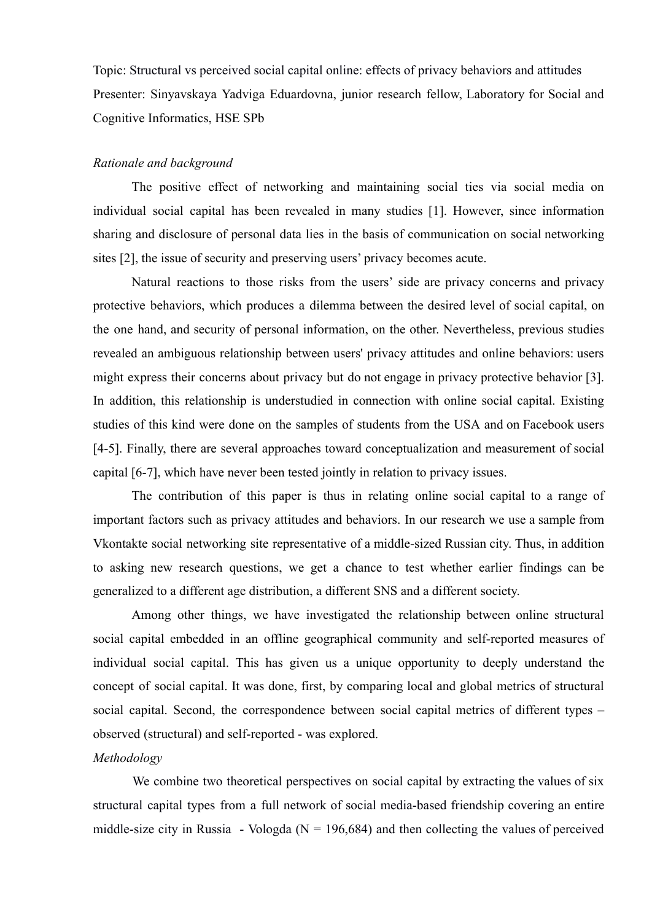Topic: Structural vs perceived social capital online: effects of privacy behaviors and attitudes

Presenter: Sinyavskaya Yadviga Eduardovna, junior research fellow, Laboratory for Social and Cognitive Informatics, HSE SPb

*Rationale and background*

The positive effect of networking and maintaining social ties via social media on individual social capital has been revealed in many studies [1]. However, since information sharing and disclosure of personal data lies in the basis of communication on social networking sites [2], the issue of security and preserving users' privacy becomes acute.

Natural reactions to those risks from the users' side are privacy concerns and privacy protective behaviors, which produces a dilemma between the desired level of social capital, on the one hand, and security of personal information, on the other. Nevertheless, previous studies revealed an ambiguous relationship between users' privacy attitudes and online behaviors: users might express their concerns about privacy but do not engage in privacy protective behavior [3]. In addition, this relationship is understudied in connection with online social capital. Existing studies of this kind were done on the samples of students from the USA and on Facebook users [4-5]. Finally, there are several approaches toward conceptualization and measurement of social capital [6-7], which have never been tested jointly in relation to privacy issues.

The contribution of this paper is thus in relating online social capital to a range of important factors such as privacy attitudes and behaviors. In our research we use a sample from Vkontakte social networking site representative of a middle-sized Russian city. Thus, in addition to asking new research questions, we get a chance to test whether earlier findings can be generalized to a different age distribution, a different SNS and a different society.

Among other things, we have investigated the relationship between online structural social capital embedded in an offline geographical community and self-reported measures of individual social capital. This has given us a unique opportunity to deeply understand the concept of social capital. It was done, first, by comparing local and global metrics of structural social capital. Second, the correspondence between social capital metrics of different types – observed (structural) and self-reported - was explored.

*Methodology*

We combine two theoretical perspectives on social capital by extracting the values of six structural capital types from a full network of social media-based friendship covering an entire middle-size city in Russia - Vologda (N = 196,684) and then collecting the values of perceived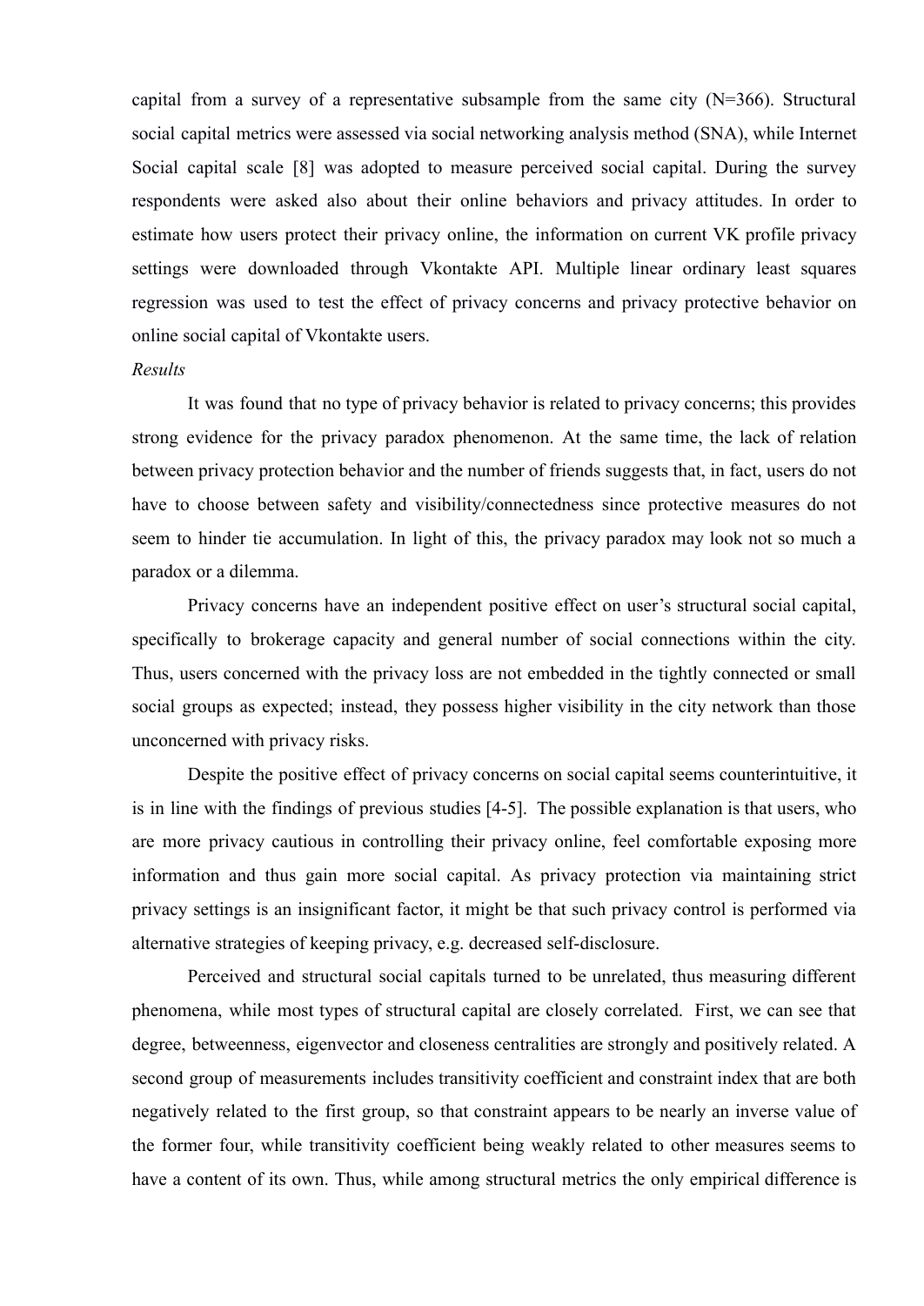capital from a survey of a representative subsample from the same city (N=366). Structural social capital metrics were assessed via social networking analysis method (SNA), while Internet Social capital scale [8] was adopted to measure perceived social capital. During the survey respondents were asked also about their online behaviors and privacy attitudes. In order to estimate how users protect their privacy online, the information on current VK profile privacy settings were downloaded through Vkontakte API. Multiple linear ordinary least squares regression was used to test the effect of privacy concerns and privacy protective behavior on online social capital of Vkontakte users.

*Results*

It was found that no type of privacy behavior is related to privacy concerns; this provides strong evidence for the privacy paradox phenomenon. At the same time, the lack of relation between privacy protection behavior and the number of friends suggests that, in fact, users do not have to choose between safety and visibility/connectedness since protective measures do not seem to hinder tie accumulation. In light of this, the privacy paradox may look not so much a paradox or a dilemma.

Privacy concerns have an independent positive effect on user's structural social capital, specifically to brokerage capacity and general number of social connections within the city. Thus, users concerned with the privacy loss are not embedded in the tightly connected or small social groups as expected; instead, they possess higher visibility in the city network than those unconcerned with privacy risks.

Despite the positive effect of privacy concerns on social capital seems counterintuitive, it is in line with the findings of previous studies [4-5]. The possible explanation is that users, who are more privacy cautious in controlling their privacy online, feel comfortable exposing more information and thus gain more social capital. As privacy protection via maintaining strict privacy settings is an insignificant factor, it might be that such privacy control is performed via alternative strategies of keeping privacy, e.g. decreased self-disclosure.

Perceived and structural social capitals turned to be unrelated, thus measuring different phenomena, while most types of structural capital are closely correlated. First, we can see that degree, betweenness, eigenvector and closeness centralities are strongly and positively related. A second group of measurements includes transitivity coefficient and constraint index that are both negatively related to the first group, so that constraint appears to be nearly an inverse value of the former four, while transitivity coefficient being weakly related to other measures seems to have a content of its own. Thus, while among structural metrics the only empirical difference is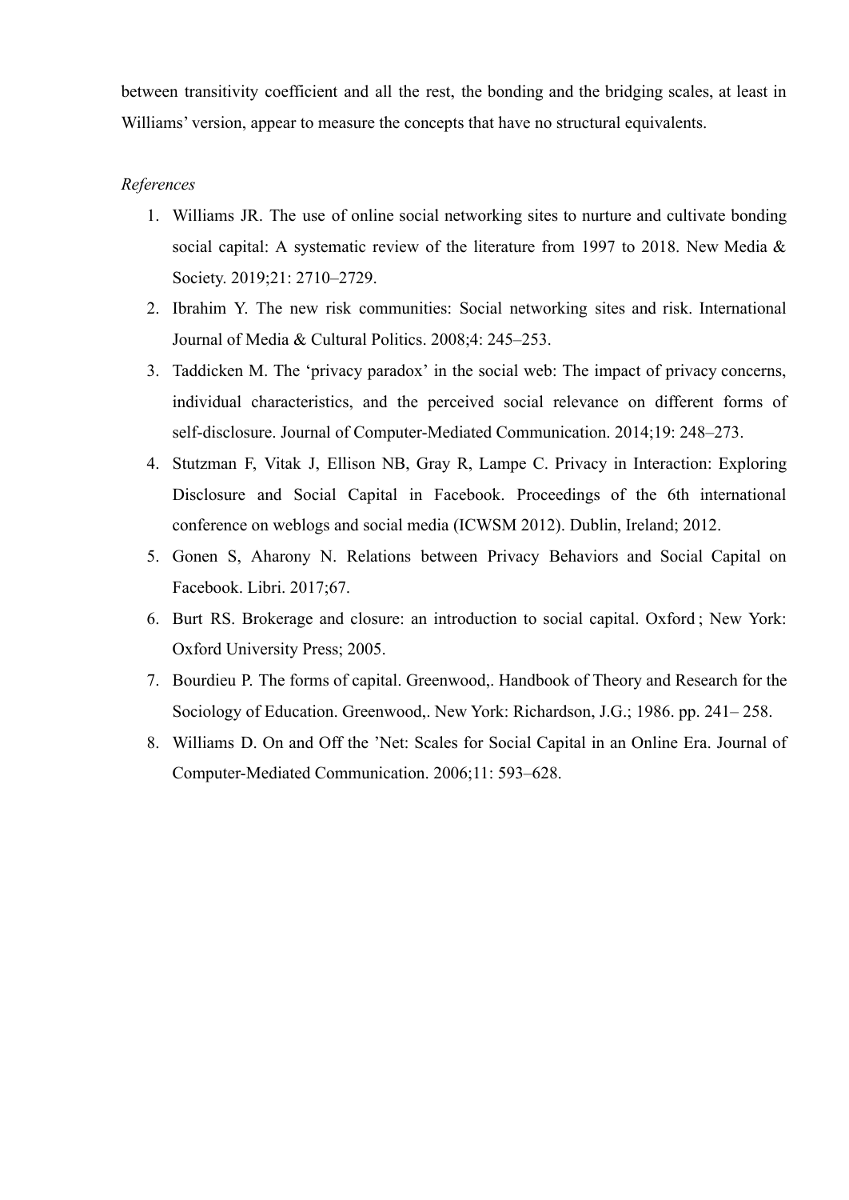between transitivity coefficient and all the rest, the bonding and the bridging scales, at least in Williams' version, appear to measure the concepts that have no structural equivalents.

*References*

1. Williams JR. The use of online social networking sites to nurture and cultivate bonding social capital: A systematic review of the literature from 1997 to 2018. New Media & Society. 2019;21: 2710–2729.
2. Ibrahim Y. The new risk communities: Social networking sites and risk. International Journal of Media & Cultural Politics. 2008;4: 245–253.
3. Taddicken M. The 'privacy paradox' in the social web: The impact of privacy concerns, individual characteristics, and the perceived social relevance on different forms of self-disclosure. Journal of Computer-Mediated Communication. 2014;19: 248–273.
4. Stutzman F, Vitak J, Ellison NB, Gray R, Lampe C. Privacy in Interaction: Exploring Disclosure and Social Capital in Facebook. Proceedings of the 6th international conference on weblogs and social media (ICWSM 2012). Dublin, Ireland; 2012.
5. Gonen S, Aharony N. Relations between Privacy Behaviors and Social Capital on Facebook. Libri. 2017;67.
6. Burt RS. Brokerage and closure: an introduction to social capital. Oxford ; New York: Oxford University Press; 2005.
7. Bourdieu P. The forms of capital. Greenwood,. Handbook of Theory and Research for the Sociology of Education. Greenwood,. New York: Richardson, J.G.; 1986. pp. 241– 258.
8. Williams D. On and Off the 'Net: Scales for Social Capital in an Online Era. Journal of Computer-Mediated Communication. 2006;11: 593–628.